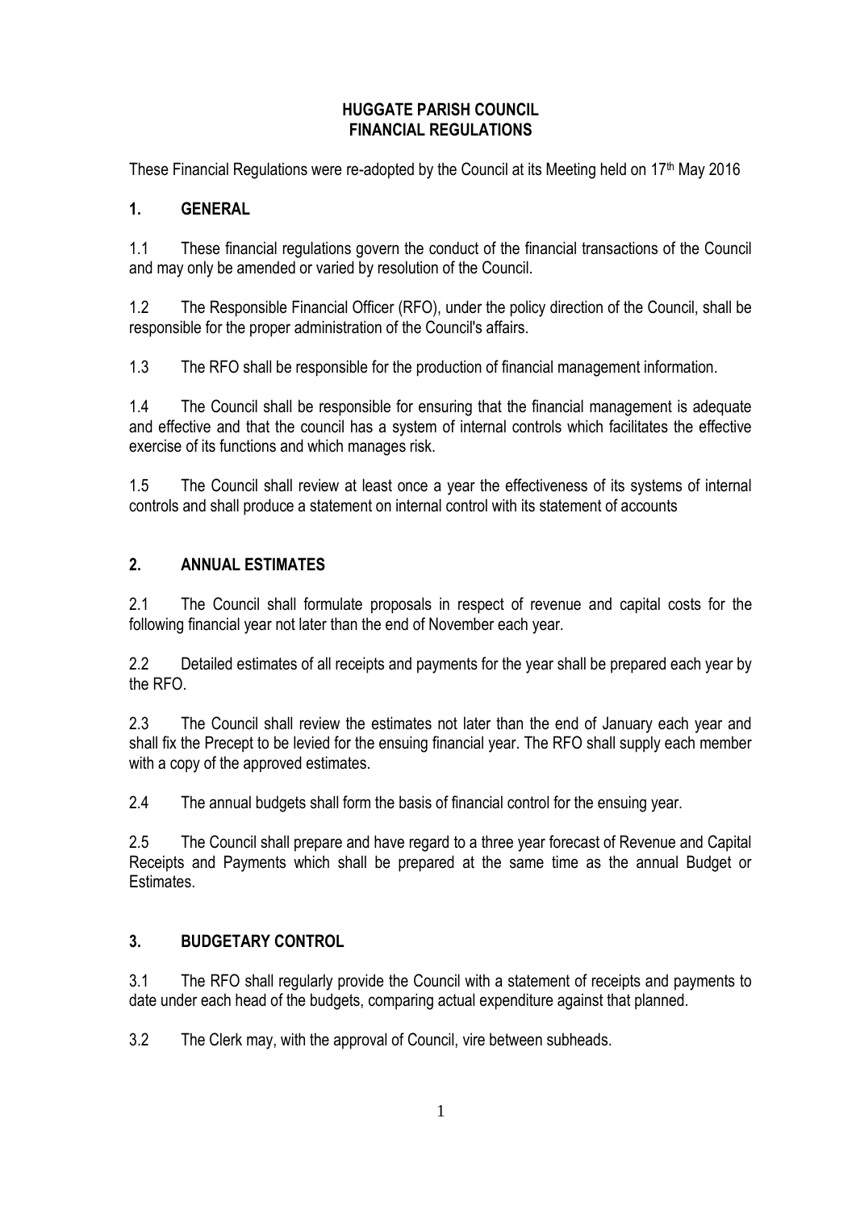# HUGGATE PARISH COUNCIL
# FINANCIAL REGULATIONS

These Financial Regulations were re-adopted by the Council at its Meeting held on 17th May 2016

## 1. GENERAL

1.1 These financial regulations govern the conduct of the financial transactions of the Council and may only be amended or varied by resolution of the Council.

1.2 The Responsible Financial Officer (RFO), under the policy direction of the Council, shall be responsible for the proper administration of the Council's affairs.

1.3 The RFO shall be responsible for the production of financial management information.

1.4 The Council shall be responsible for ensuring that the financial management is adequate and effective and that the council has a system of internal controls which facilitates the effective exercise of its functions and which manages risk.

1.5 The Council shall review at least once a year the effectiveness of its systems of internal controls and shall produce a statement on internal control with its statement of accounts

## 2. ANNUAL ESTIMATES

2.1 The Council shall formulate proposals in respect of revenue and capital costs for the following financial year not later than the end of November each year.

2.2 Detailed estimates of all receipts and payments for the year shall be prepared each year by the RFO.

2.3 The Council shall review the estimates not later than the end of January each year and shall fix the Precept to be levied for the ensuing financial year. The RFO shall supply each member with a copy of the approved estimates.

2.4 The annual budgets shall form the basis of financial control for the ensuing year.

2.5 The Council shall prepare and have regard to a three year forecast of Revenue and Capital Receipts and Payments which shall be prepared at the same time as the annual Budget or Estimates.

## 3. BUDGETARY CONTROL

3.1 The RFO shall regularly provide the Council with a statement of receipts and payments to date under each head of the budgets, comparing actual expenditure against that planned.

3.2 The Clerk may, with the approval of Council, vire between subheads.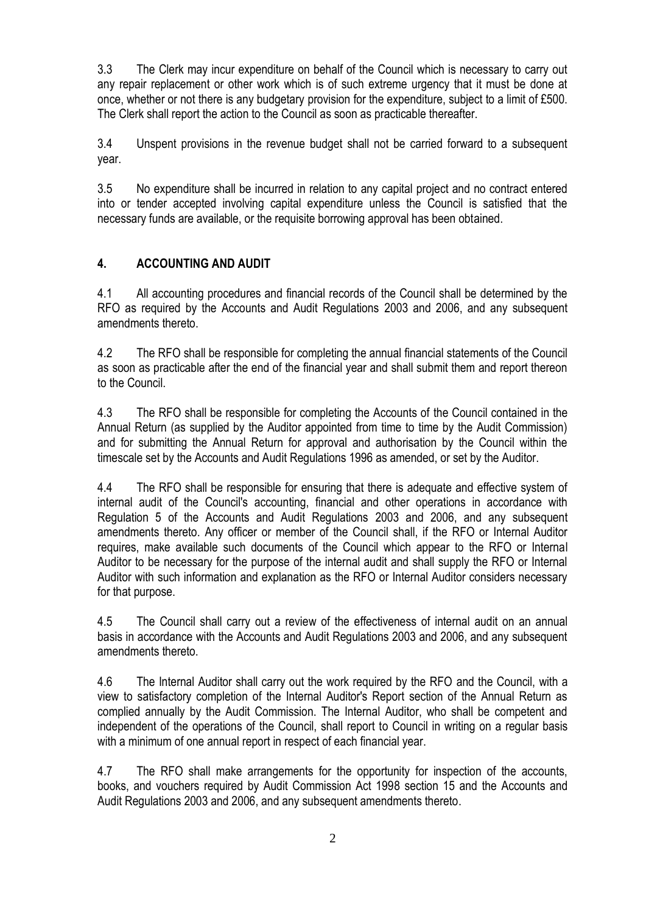3.3 The Clerk may incur expenditure on behalf of the Council which is necessary to carry out any repair replacement or other work which is of such extreme urgency that it must be done at once, whether or not there is any budgetary provision for the expenditure, subject to a limit of £500. The Clerk shall report the action to the Council as soon as practicable thereafter.

3.4 Unspent provisions in the revenue budget shall not be carried forward to a subsequent year.

3.5 No expenditure shall be incurred in relation to any capital project and no contract entered into or tender accepted involving capital expenditure unless the Council is satisfied that the necessary funds are available, or the requisite borrowing approval has been obtained.

## 4. ACCOUNTING AND AUDIT

4.1 All accounting procedures and financial records of the Council shall be determined by the RFO as required by the Accounts and Audit Regulations 2003 and 2006, and any subsequent amendments thereto.

4.2 The RFO shall be responsible for completing the annual financial statements of the Council as soon as practicable after the end of the financial year and shall submit them and report thereon to the Council.

4.3 The RFO shall be responsible for completing the Accounts of the Council contained in the Annual Return (as supplied by the Auditor appointed from time to time by the Audit Commission) and for submitting the Annual Return for approval and authorisation by the Council within the timescale set by the Accounts and Audit Regulations 1996 as amended, or set by the Auditor.

4.4 The RFO shall be responsible for ensuring that there is adequate and effective system of internal audit of the Council's accounting, financial and other operations in accordance with Regulation 5 of the Accounts and Audit Regulations 2003 and 2006, and any subsequent amendments thereto. Any officer or member of the Council shall, if the RFO or Internal Auditor requires, make available such documents of the Council which appear to the RFO or Internal Auditor to be necessary for the purpose of the internal audit and shall supply the RFO or Internal Auditor with such information and explanation as the RFO or Internal Auditor considers necessary for that purpose.

4.5 The Council shall carry out a review of the effectiveness of internal audit on an annual basis in accordance with the Accounts and Audit Regulations 2003 and 2006, and any subsequent amendments thereto.

4.6 The Internal Auditor shall carry out the work required by the RFO and the Council, with a view to satisfactory completion of the Internal Auditor's Report section of the Annual Return as complied annually by the Audit Commission. The Internal Auditor, who shall be competent and independent of the operations of the Council, shall report to Council in writing on a regular basis with a minimum of one annual report in respect of each financial year.

4.7 The RFO shall make arrangements for the opportunity for inspection of the accounts, books, and vouchers required by Audit Commission Act 1998 section 15 and the Accounts and Audit Regulations 2003 and 2006, and any subsequent amendments thereto.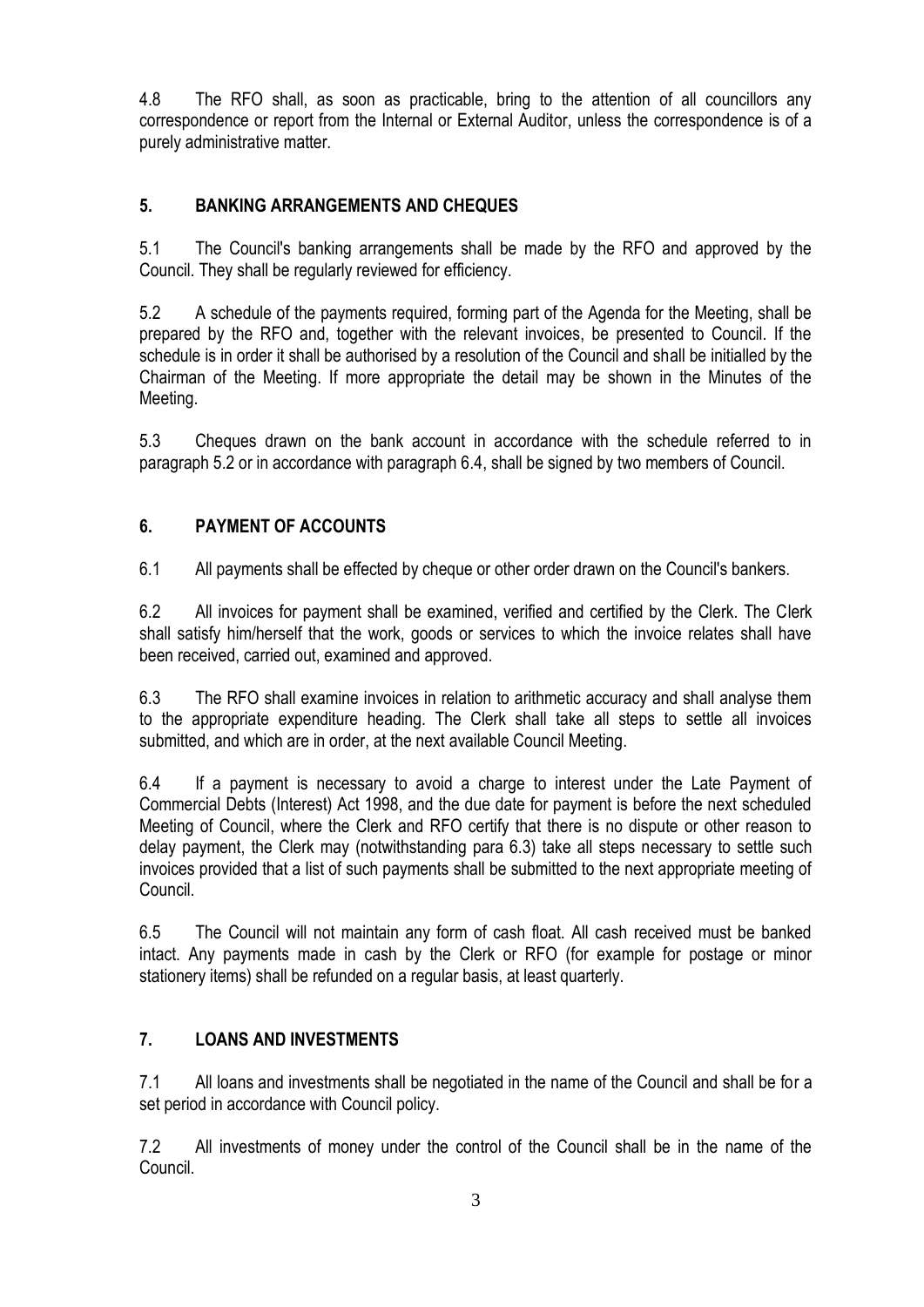4.8 The RFO shall, as soon as practicable, bring to the attention of all councillors any correspondence or report from the Internal or External Auditor, unless the correspondence is of a purely administrative matter.

## 5. BANKING ARRANGEMENTS AND CHEQUES

5.1 The Council's banking arrangements shall be made by the RFO and approved by the Council. They shall be regularly reviewed for efficiency.

5.2 A schedule of the payments required, forming part of the Agenda for the Meeting, shall be prepared by the RFO and, together with the relevant invoices, be presented to Council. If the schedule is in order it shall be authorised by a resolution of the Council and shall be initialled by the Chairman of the Meeting. If more appropriate the detail may be shown in the Minutes of the Meeting.

5.3 Cheques drawn on the bank account in accordance with the schedule referred to in paragraph 5.2 or in accordance with paragraph 6.4, shall be signed by two members of Council.

## 6. PAYMENT OF ACCOUNTS

6.1 All payments shall be effected by cheque or other order drawn on the Council's bankers.

6.2 All invoices for payment shall be examined, verified and certified by the Clerk. The Clerk shall satisfy him/herself that the work, goods or services to which the invoice relates shall have been received, carried out, examined and approved.

6.3 The RFO shall examine invoices in relation to arithmetic accuracy and shall analyse them to the appropriate expenditure heading. The Clerk shall take all steps to settle all invoices submitted, and which are in order, at the next available Council Meeting.

6.4 If a payment is necessary to avoid a charge to interest under the Late Payment of Commercial Debts (Interest) Act 1998, and the due date for payment is before the next scheduled Meeting of Council, where the Clerk and RFO certify that there is no dispute or other reason to delay payment, the Clerk may (notwithstanding para 6.3) take all steps necessary to settle such invoices provided that a list of such payments shall be submitted to the next appropriate meeting of Council.

6.5 The Council will not maintain any form of cash float. All cash received must be banked intact. Any payments made in cash by the Clerk or RFO (for example for postage or minor stationery items) shall be refunded on a regular basis, at least quarterly.

## 7. LOANS AND INVESTMENTS

7.1 All loans and investments shall be negotiated in the name of the Council and shall be for a set period in accordance with Council policy.

7.2 All investments of money under the control of the Council shall be in the name of the Council.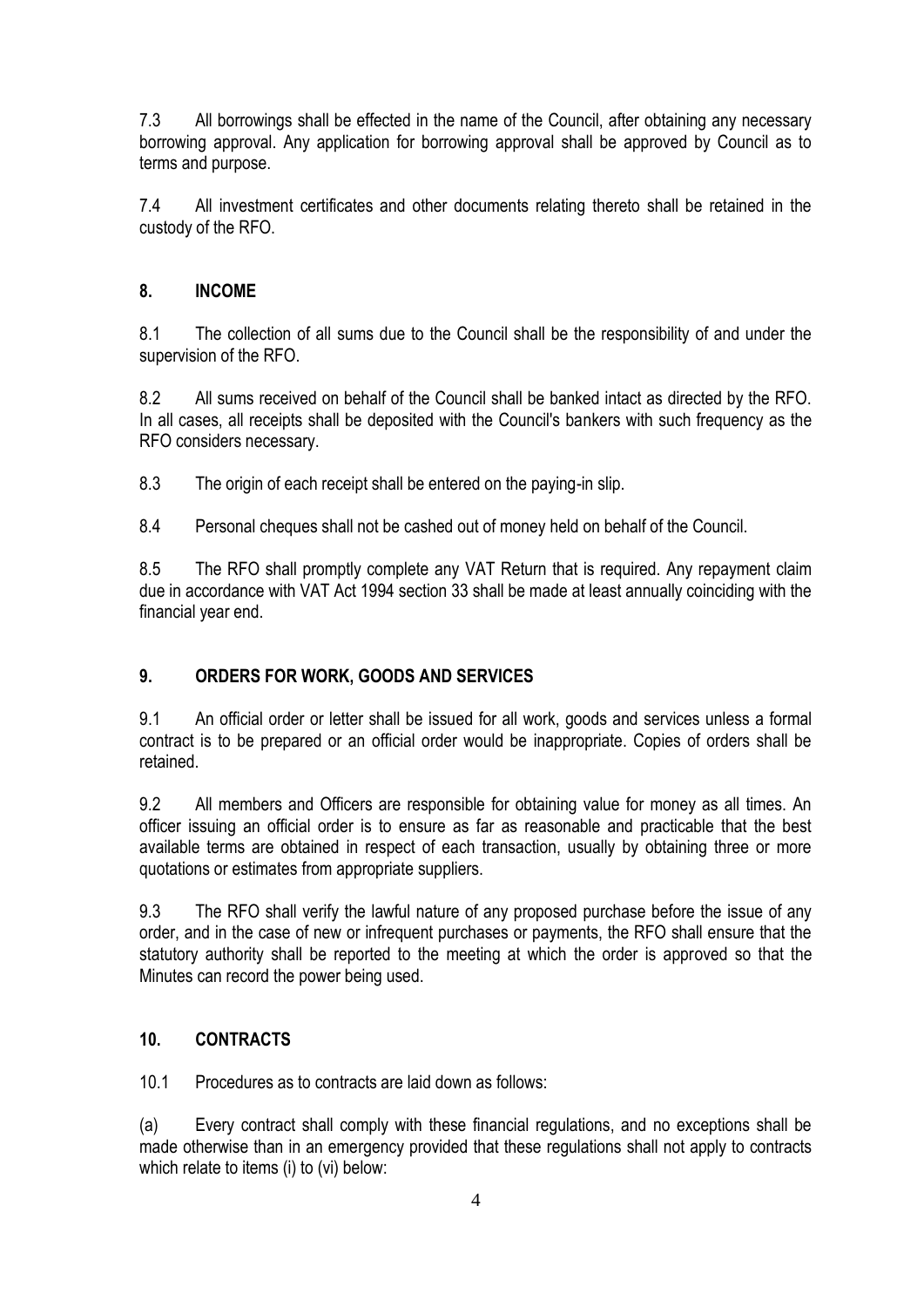7.3 All borrowings shall be effected in the name of the Council, after obtaining any necessary borrowing approval. Any application for borrowing approval shall be approved by Council as to terms and purpose.

7.4 All investment certificates and other documents relating thereto shall be retained in the custody of the RFO.

## 8. INCOME

8.1 The collection of all sums due to the Council shall be the responsibility of and under the supervision of the RFO.

8.2 All sums received on behalf of the Council shall be banked intact as directed by the RFO. In all cases, all receipts shall be deposited with the Council's bankers with such frequency as the RFO considers necessary.

8.3 The origin of each receipt shall be entered on the paying-in slip.

8.4 Personal cheques shall not be cashed out of money held on behalf of the Council.

8.5 The RFO shall promptly complete any VAT Return that is required. Any repayment claim due in accordance with VAT Act 1994 section 33 shall be made at least annually coinciding with the financial year end.

## 9. ORDERS FOR WORK, GOODS AND SERVICES

9.1 An official order or letter shall be issued for all work, goods and services unless a formal contract is to be prepared or an official order would be inappropriate. Copies of orders shall be retained.

9.2 All members and Officers are responsible for obtaining value for money as all times. An officer issuing an official order is to ensure as far as reasonable and practicable that the best available terms are obtained in respect of each transaction, usually by obtaining three or more quotations or estimates from appropriate suppliers.

9.3 The RFO shall verify the lawful nature of any proposed purchase before the issue of any order, and in the case of new or infrequent purchases or payments, the RFO shall ensure that the statutory authority shall be reported to the meeting at which the order is approved so that the Minutes can record the power being used.

## 10. CONTRACTS

10.1 Procedures as to contracts are laid down as follows:

(a) Every contract shall comply with these financial regulations, and no exceptions shall be made otherwise than in an emergency provided that these regulations shall not apply to contracts which relate to items (i) to (vi) below: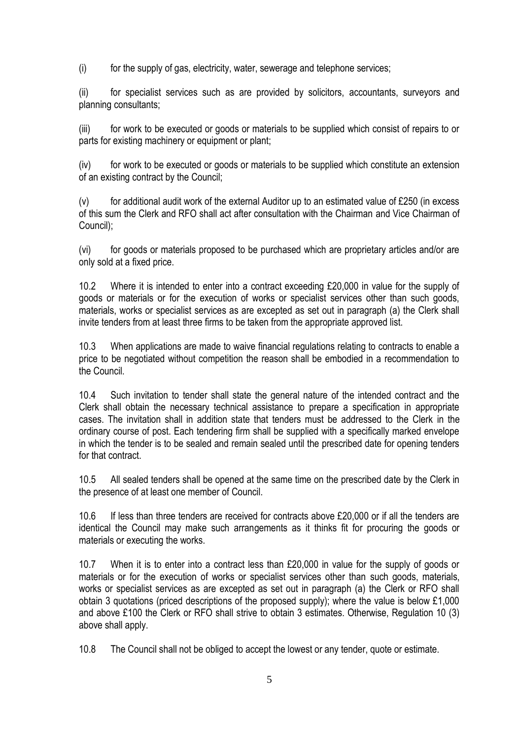(i) for the supply of gas, electricity, water, sewerage and telephone services;

(ii) for specialist services such as are provided by solicitors, accountants, surveyors and planning consultants;

(iii) for work to be executed or goods or materials to be supplied which consist of repairs to or parts for existing machinery or equipment or plant;

(iv) for work to be executed or goods or materials to be supplied which constitute an extension of an existing contract by the Council;

(v) for additional audit work of the external Auditor up to an estimated value of £250 (in excess of this sum the Clerk and RFO shall act after consultation with the Chairman and Vice Chairman of Council);

(vi) for goods or materials proposed to be purchased which are proprietary articles and/or are only sold at a fixed price.

10.2 Where it is intended to enter into a contract exceeding £20,000 in value for the supply of goods or materials or for the execution of works or specialist services other than such goods, materials, works or specialist services as are excepted as set out in paragraph (a) the Clerk shall invite tenders from at least three firms to be taken from the appropriate approved list.

10.3 When applications are made to waive financial regulations relating to contracts to enable a price to be negotiated without competition the reason shall be embodied in a recommendation to the Council.

10.4 Such invitation to tender shall state the general nature of the intended contract and the Clerk shall obtain the necessary technical assistance to prepare a specification in appropriate cases. The invitation shall in addition state that tenders must be addressed to the Clerk in the ordinary course of post. Each tendering firm shall be supplied with a specifically marked envelope in which the tender is to be sealed and remain sealed until the prescribed date for opening tenders for that contract.

10.5 All sealed tenders shall be opened at the same time on the prescribed date by the Clerk in the presence of at least one member of Council.

10.6 If less than three tenders are received for contracts above £20,000 or if all the tenders are identical the Council may make such arrangements as it thinks fit for procuring the goods or materials or executing the works.

10.7 When it is to enter into a contract less than £20,000 in value for the supply of goods or materials or for the execution of works or specialist services other than such goods, materials, works or specialist services as are excepted as set out in paragraph (a) the Clerk or RFO shall obtain 3 quotations (priced descriptions of the proposed supply); where the value is below £1,000 and above £100 the Clerk or RFO shall strive to obtain 3 estimates. Otherwise, Regulation 10 (3) above shall apply.

10.8 The Council shall not be obliged to accept the lowest or any tender, quote or estimate.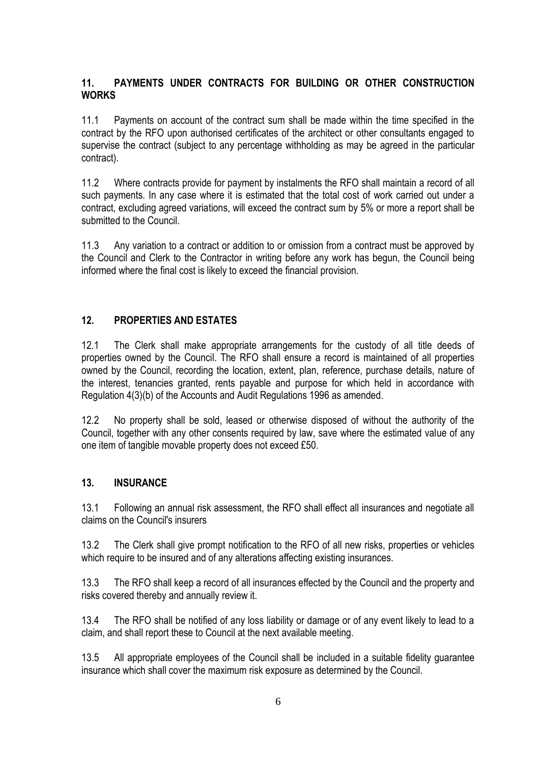## 11. PAYMENTS UNDER CONTRACTS FOR BUILDING OR OTHER CONSTRUCTION WORKS

11.1 Payments on account of the contract sum shall be made within the time specified in the contract by the RFO upon authorised certificates of the architect or other consultants engaged to supervise the contract (subject to any percentage withholding as may be agreed in the particular contract).

11.2 Where contracts provide for payment by instalments the RFO shall maintain a record of all such payments. In any case where it is estimated that the total cost of work carried out under a contract, excluding agreed variations, will exceed the contract sum by 5% or more a report shall be submitted to the Council.

11.3 Any variation to a contract or addition to or omission from a contract must be approved by the Council and Clerk to the Contractor in writing before any work has begun, the Council being informed where the final cost is likely to exceed the financial provision.

## 12. PROPERTIES AND ESTATES

12.1 The Clerk shall make appropriate arrangements for the custody of all title deeds of properties owned by the Council. The RFO shall ensure a record is maintained of all properties owned by the Council, recording the location, extent, plan, reference, purchase details, nature of the interest, tenancies granted, rents payable and purpose for which held in accordance with Regulation 4(3)(b) of the Accounts and Audit Regulations 1996 as amended.

12.2 No property shall be sold, leased or otherwise disposed of without the authority of the Council, together with any other consents required by law, save where the estimated value of any one item of tangible movable property does not exceed £50.

## 13. INSURANCE

13.1 Following an annual risk assessment, the RFO shall effect all insurances and negotiate all claims on the Council's insurers

13.2 The Clerk shall give prompt notification to the RFO of all new risks, properties or vehicles which require to be insured and of any alterations affecting existing insurances.

13.3 The RFO shall keep a record of all insurances effected by the Council and the property and risks covered thereby and annually review it.

13.4 The RFO shall be notified of any loss liability or damage or of any event likely to lead to a claim, and shall report these to Council at the next available meeting.

13.5 All appropriate employees of the Council shall be included in a suitable fidelity guarantee insurance which shall cover the maximum risk exposure as determined by the Council.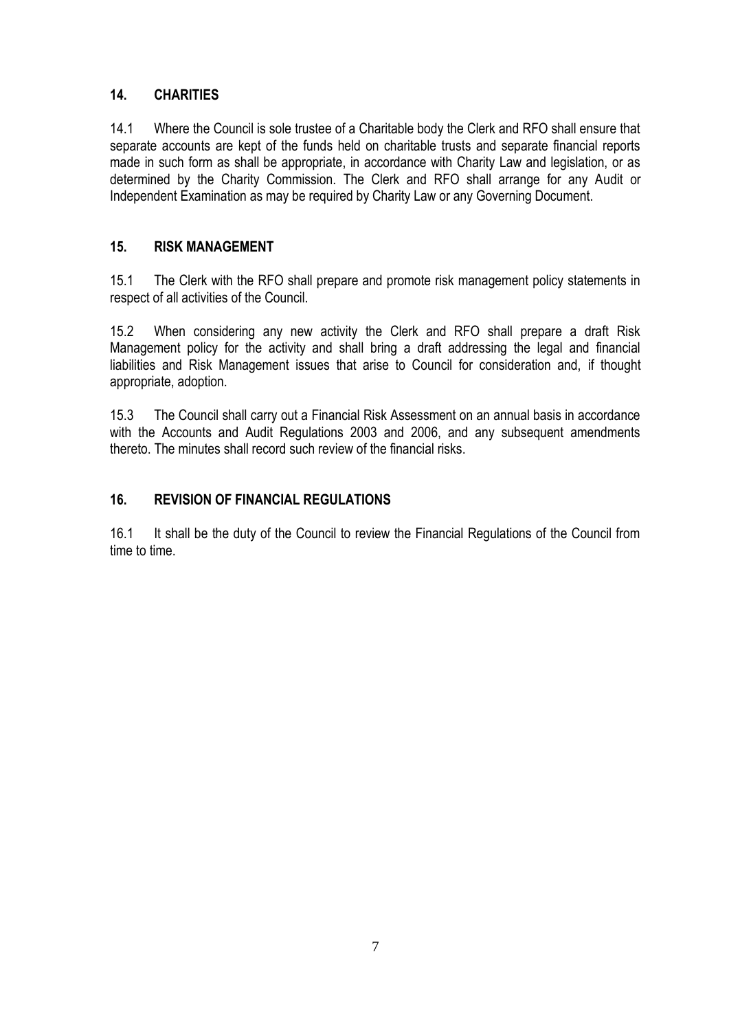## 14. CHARITIES

14.1 Where the Council is sole trustee of a Charitable body the Clerk and RFO shall ensure that separate accounts are kept of the funds held on charitable trusts and separate financial reports made in such form as shall be appropriate, in accordance with Charity Law and legislation, or as determined by the Charity Commission. The Clerk and RFO shall arrange for any Audit or Independent Examination as may be required by Charity Law or any Governing Document.

## 15. RISK MANAGEMENT

15.1 The Clerk with the RFO shall prepare and promote risk management policy statements in respect of all activities of the Council.

15.2 When considering any new activity the Clerk and RFO shall prepare a draft Risk Management policy for the activity and shall bring a draft addressing the legal and financial liabilities and Risk Management issues that arise to Council for consideration and, if thought appropriate, adoption.

15.3 The Council shall carry out a Financial Risk Assessment on an annual basis in accordance with the Accounts and Audit Regulations 2003 and 2006, and any subsequent amendments thereto. The minutes shall record such review of the financial risks.

## 16. REVISION OF FINANCIAL REGULATIONS

16.1 It shall be the duty of the Council to review the Financial Regulations of the Council from time to time.